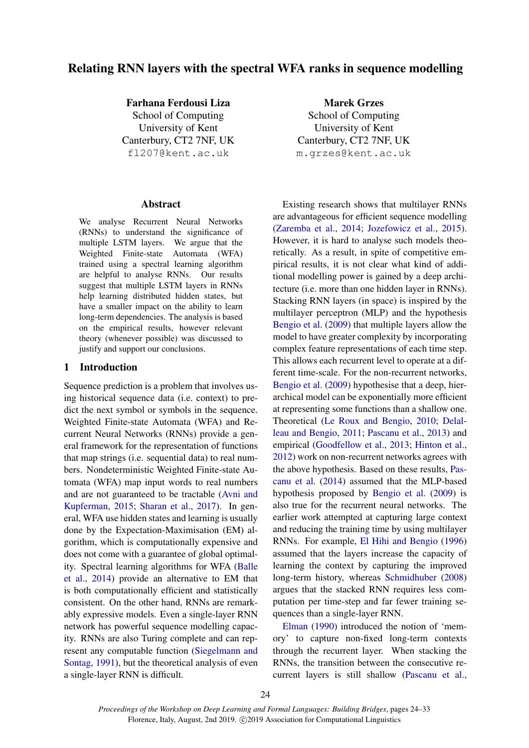# Relating RNN layers with the spectral WFA ranks in sequence modelling

**Farhana Ferdousi Liza**
School of Computing
University of Kent
Canterbury, CT2 7NF, UK
fl207@kent.ac.uk

**Marek Grzes**
School of Computing
University of Kent
Canterbury, CT2 7NF, UK
m.grzes@kent.ac.uk

## Abstract

We analyse Recurrent Neural Networks (RNNs) to understand the significance of multiple LSTM layers. We argue that the Weighted Finite-state Automata (WFA) trained using a spectral learning algorithm are helpful to analyse RNNs. Our results suggest that multiple LSTM layers in RNNs help learning distributed hidden states, but have a smaller impact on the ability to learn long-term dependencies. The analysis is based on the empirical results, however relevant theory (whenever possible) was discussed to justify and support our conclusions.

## 1 Introduction

Sequence prediction is a problem that involves using historical sequence data (i.e. context) to predict the next symbol or symbols in the sequence. Weighted Finite-state Automata (WFA) and Recurrent Neural Networks (RNNs) provide a general framework for the representation of functions that map strings (i.e. sequential data) to real numbers. Nondeterministic Weighted Finite-state Automata (WFA) map input words to real numbers and are not guaranteed to be tractable (Avni and Kupferman, 2015; Sharan et al., 2017). In general, WFA use hidden states and learning is usually done by the Expectation-Maximisation (EM) algorithm, which is computationally expensive and does not come with a guarantee of global optimality. Spectral learning algorithms for WFA (Balle et al., 2014) provide an alternative to EM that is both computationally efficient and statistically consistent. On the other hand, RNNs are remarkably expressive models. Even a single-layer RNN network has powerful sequence modelling capacity. RNNs are also Turing complete and can represent any computable function (Siegelmann and Sontag, 1991), but the theoretical analysis of even a single-layer RNN is difficult.

Existing research shows that multilayer RNNs are advantageous for efficient sequence modelling (Zaremba et al., 2014; Jozefowicz et al., 2015). However, it is hard to analyse such models theoretically. As a result, in spite of competitive empirical results, it is not clear what kind of additional modelling power is gained by a deep architecture (i.e. more than one hidden layer in RNNs). Stacking RNN layers (in space) is inspired by the multilayer perceptron (MLP) and the hypothesis Bengio et al. (2009) that multiple layers allow the model to have greater complexity by incorporating complex feature representations of each time step. This allows each recurrent level to operate at a different time-scale. For the non-recurrent networks, Bengio et al. (2009) hypothesise that a deep, hierarchical model can be exponentially more efficient at representing some functions than a shallow one. Theoretical (Le Roux and Bengio, 2010; Delalleau and Bengio, 2011; Pascanu et al., 2013) and empirical (Goodfellow et al., 2013; Hinton et al., 2012) work on non-recurrent networks agrees with the above hypothesis. Based on these results, Pascanu et al. (2014) assumed that the MLP-based hypothesis proposed by Bengio et al. (2009) is also true for the recurrent neural networks. The earlier work attempted at capturing large context and reducing the training time by using multilayer RNNs. For example, El Hihi and Bengio (1996) assumed that the layers increase the capacity of learning the context by capturing the improved long-term history, whereas Schmidhuber (2008) argues that the stacked RNN requires less computation per time-step and far fewer training sequences than a single-layer RNN.

Elman (1990) introduced the notion of 'memory' to capture non-fixed long-term contexts through the recurrent layer. When stacking the RNNs, the transition between the consecutive recurrent layers is still shallow (Pascanu et al.,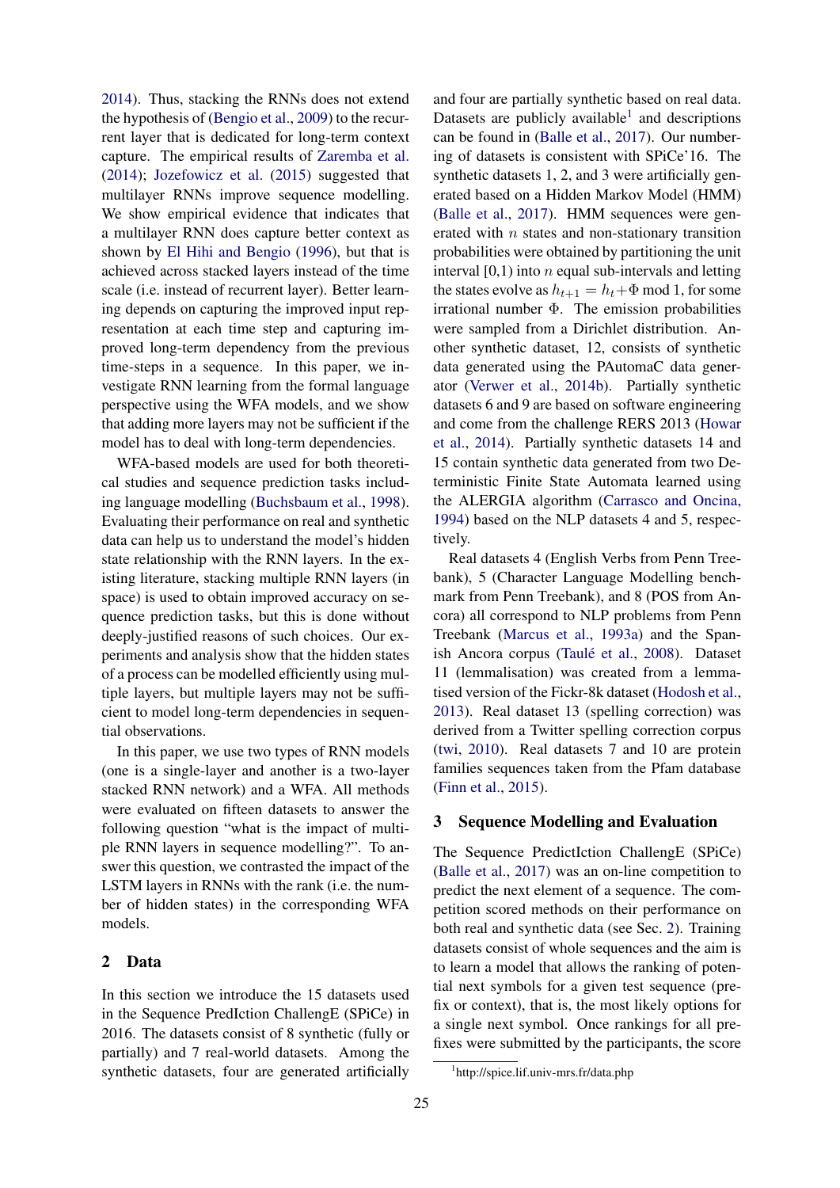2014). Thus, stacking the RNNs does not extend the hypothesis of (Bengio et al., 2009) to the recurrent layer that is dedicated for long-term context capture. The empirical results of Zaremba et al. (2014); Jozefowicz et al. (2015) suggested that multilayer RNNs improve sequence modelling. We show empirical evidence that indicates that a multilayer RNN does capture better context as shown by El Hihi and Bengio (1996), but that is achieved across stacked layers instead of the time scale (i.e. instead of recurrent layer). Better learning depends on capturing the improved input representation at each time step and capturing improved long-term dependency from the previous time-steps in a sequence. In this paper, we investigate RNN learning from the formal language perspective using the WFA models, and we show that adding more layers may not be sufficient if the model has to deal with long-term dependencies.

WFA-based models are used for both theoretical studies and sequence prediction tasks including language modelling (Buchsbaum et al., 1998). Evaluating their performance on real and synthetic data can help us to understand the model's hidden state relationship with the RNN layers. In the existing literature, stacking multiple RNN layers (in space) is used to obtain improved accuracy on sequence prediction tasks, but this is done without deeply-justified reasons of such choices. Our experiments and analysis show that the hidden states of a process can be modelled efficiently using multiple layers, but multiple layers may not be sufficient to model long-term dependencies in sequential observations.

In this paper, we use two types of RNN models (one is a single-layer and another is a two-layer stacked RNN network) and a WFA. All methods were evaluated on fifteen datasets to answer the following question "what is the impact of multiple RNN layers in sequence modelling?". To answer this question, we contrasted the impact of the LSTM layers in RNNs with the rank (i.e. the number of hidden states) in the corresponding WFA models.

## 2 Data

In this section we introduce the 15 datasets used in the Sequence PredIction ChallengE (SPiCe) in 2016. The datasets consist of 8 synthetic (fully or partially) and 7 real-world datasets. Among the synthetic datasets, four are generated artificially and four are partially synthetic based on real data. Datasets are publicly available[1] and descriptions can be found in (Balle et al., 2017). Our numbering of datasets is consistent with SPiCe'16. The synthetic datasets 1, 2, and 3 were artificially generated based on a Hidden Markov Model (HMM) (Balle et al., 2017). HMM sequences were generated with $n$ states and non-stationary transition probabilities were obtained by partitioning the unit interval [0,1) into $n$ equal sub-intervals and letting the states evolve as $h_{t+1} = h_t + \Phi \bmod 1$, for some irrational number $\Phi$. The emission probabilities were sampled from a Dirichlet distribution. Another synthetic dataset, 12, consists of synthetic data generated using the PAutomaC data generator (Verwer et al., 2014b). Partially synthetic datasets 6 and 9 are based on software engineering and come from the challenge RERS 2013 (Howar et al., 2014). Partially synthetic datasets 14 and 15 contain synthetic data generated from two Deterministic Finite State Automata learned using the ALERGIA algorithm (Carrasco and Oncina, 1994) based on the NLP datasets 4 and 5, respectively.

Real datasets 4 (English Verbs from Penn Treebank), 5 (Character Language Modelling benchmark from Penn Treebank), and 8 (POS from Ancora) all correspond to NLP problems from Penn Treebank (Marcus et al., 1993a) and the Spanish Ancora corpus (Taulé et al., 2008). Dataset 11 (lemmalisation) was created from a lemmatised version of the Fickr-8k dataset (Hodosh et al., 2013). Real dataset 13 (spelling correction) was derived from a Twitter spelling correction corpus (twi, 2010). Real datasets 7 and 10 are protein families sequences taken from the Pfam database (Finn et al., 2015).

## 3 Sequence Modelling and Evaluation

The Sequence PredictIction ChallengE (SPiCe) (Balle et al., 2017) was an on-line competition to predict the next element of a sequence. The competition scored methods on their performance on both real and synthetic data (see Sec. 2). Training datasets consist of whole sequences and the aim is to learn a model that allows the ranking of potential next symbols for a given test sequence (prefix or context), that is, the most likely options for a single next symbol. Once rankings for all prefixes were submitted by the participants, the score

[1] http://spice.lif.univ-mrs.fr/data.php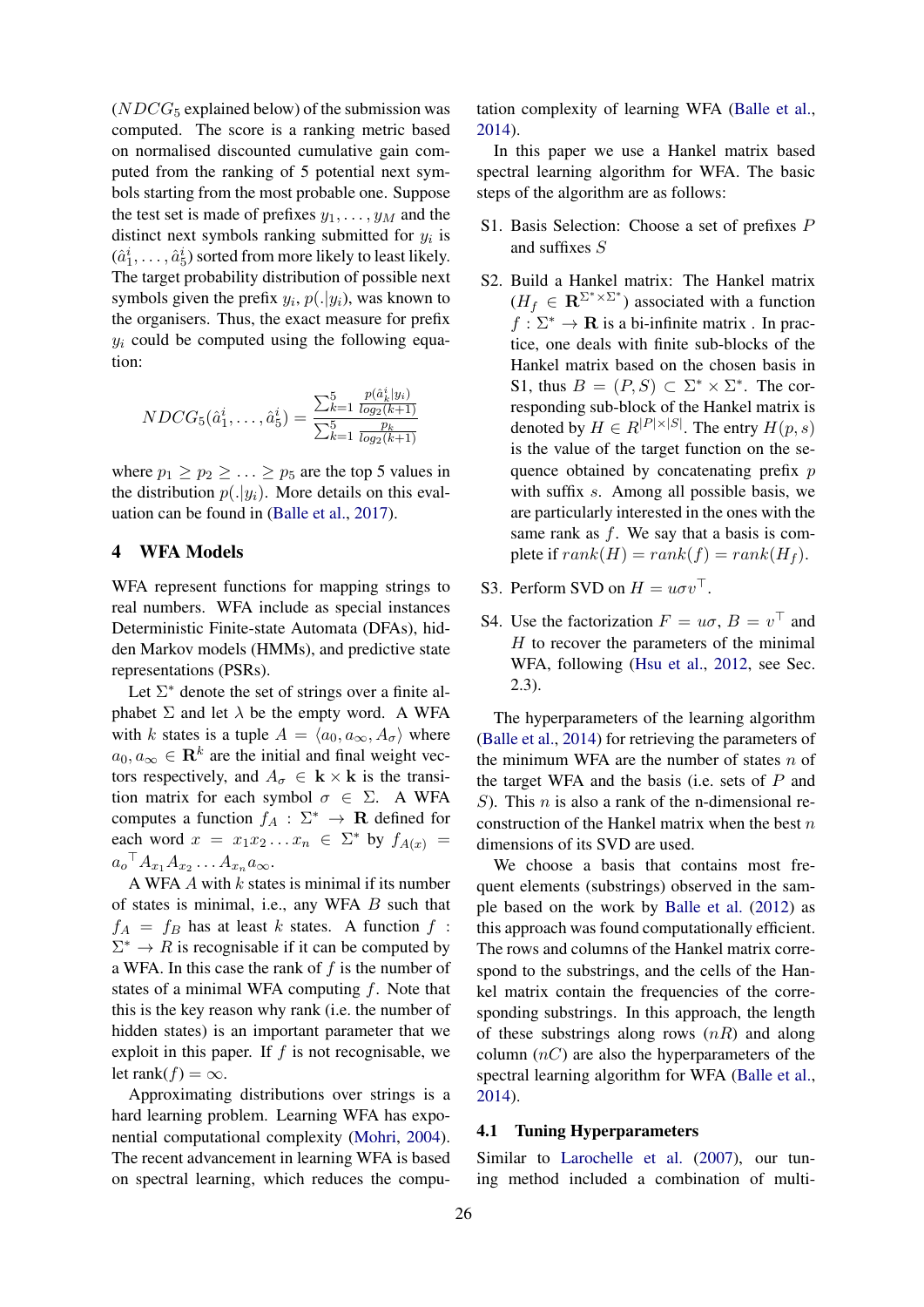($NDCG_5$ explained below) of the submission was computed. The score is a ranking metric based on normalised discounted cumulative gain computed from the ranking of 5 potential next symbols starting from the most probable one. Suppose the test set is made of prefixes $y_1, \ldots, y_M$ and the distinct next symbols ranking submitted for $y_i$ is $(\hat{a}_1^i, \ldots, \hat{a}_5^i)$ sorted from more likely to least likely. The target probability distribution of possible next symbols given the prefix $y_i$, $p(.|y_i)$, was known to the organisers. Thus, the exact measure for prefix $y_i$ could be computed using the following equation:

$$NDCG_5(\hat{a}_1^i, \ldots, \hat{a}_5^i) = \frac{\sum_{k=1}^{5} \frac{p(\hat{a}_k^i|y_i)}{log_2(k+1)}}{\sum_{k=1}^{5} \frac{p_k}{log_2(k+1)}}$$

where $p_1 \geq p_2 \geq \ldots \geq p_5$ are the top 5 values in the distribution $p(.|y_i)$. More details on this evaluation can be found in (Balle et al., 2017).

## 4 WFA Models

WFA represent functions for mapping strings to real numbers. WFA include as special instances Deterministic Finite-state Automata (DFAs), hidden Markov models (HMMs), and predictive state representations (PSRs).

Let $\Sigma^*$ denote the set of strings over a finite alphabet $\Sigma$ and let $\lambda$ be the empty word. A WFA with $k$ states is a tuple $A = \langle a_0, a_\infty, A_\sigma \rangle$ where $a_0, a_\infty \in \mathbf{R}^k$ are the initial and final weight vectors respectively, and $A_\sigma \in \mathbf{k} \times \mathbf{k}$ is the transition matrix for each symbol $\sigma \in \Sigma$. A WFA computes a function $f_A : \Sigma^* \rightarrow \mathbf{R}$ defined for each word $x = x_1 x_2 \ldots x_n \in \Sigma^*$ by $f_{A(x)} = {a_o}^\top A_{x_1} A_{x_2} \ldots A_{x_n} a_\infty$.

A WFA $A$ with $k$ states is minimal if its number of states is minimal, i.e., any WFA $B$ such that $f_A = f_B$ has at least $k$ states. A function $f : \Sigma^* \rightarrow R$ is recognisable if it can be computed by a WFA. In this case the rank of $f$ is the number of states of a minimal WFA computing $f$. Note that this is the key reason why rank (i.e. the number of hidden states) is an important parameter that we exploit in this paper. If $f$ is not recognisable, we let rank$(f) = \infty$.

Approximating distributions over strings is a hard learning problem. Learning WFA has exponential computational complexity (Mohri, 2004). The recent advancement in learning WFA is based on spectral learning, which reduces the computation complexity of learning WFA (Balle et al., 2014).

In this paper we use a Hankel matrix based spectral learning algorithm for WFA. The basic steps of the algorithm are as follows:

S1. Basis Selection: Choose a set of prefixes $P$ and suffixes $S$

S2. Build a Hankel matrix: The Hankel matrix ($H_f \in \mathbf{R}^{\Sigma^* \times \Sigma^*}$) associated with a function $f : \Sigma^* \rightarrow \mathbf{R}$ is a bi-infinite matrix. In practice, one deals with finite sub-blocks of the Hankel matrix based on the chosen basis in S1, thus $B = (P, S) \subset \Sigma^* \times \Sigma^*$. The corresponding sub-block of the Hankel matrix is denoted by $H \in R^{|P| \times |S|}$. The entry $H(p, s)$ is the value of the target function on the sequence obtained by concatenating prefix $p$ with suffix $s$. Among all possible basis, we are particularly interested in the ones with the same rank as $f$. We say that a basis is complete if $rank(H) = rank(f) = rank(H_f)$.

S3. Perform SVD on $H = u \sigma v^\top$.

S4. Use the factorization $F = u\sigma$, $B = v^\top$ and $H$ to recover the parameters of the minimal WFA, following (Hsu et al., 2012, see Sec. 2.3).

The hyperparameters of the learning algorithm (Balle et al., 2014) for retrieving the parameters of the minimum WFA are the number of states $n$ of the target WFA and the basis (i.e. sets of $P$ and $S$). This $n$ is also a rank of the n-dimensional reconstruction of the Hankel matrix when the best $n$ dimensions of its SVD are used.

We choose a basis that contains most frequent elements (substrings) observed in the sample based on the work by Balle et al. (2012) as this approach was found computationally efficient. The rows and columns of the Hankel matrix correspond to the substrings, and the cells of the Hankel matrix contain the frequencies of the corresponding substrings. In this approach, the length of these substrings along rows ($nR$) and along column ($nC$) are also the hyperparameters of the spectral learning algorithm for WFA (Balle et al., 2014).

### 4.1 Tuning Hyperparameters

Similar to Larochelle et al. (2007), our tuning method included a combination of multi-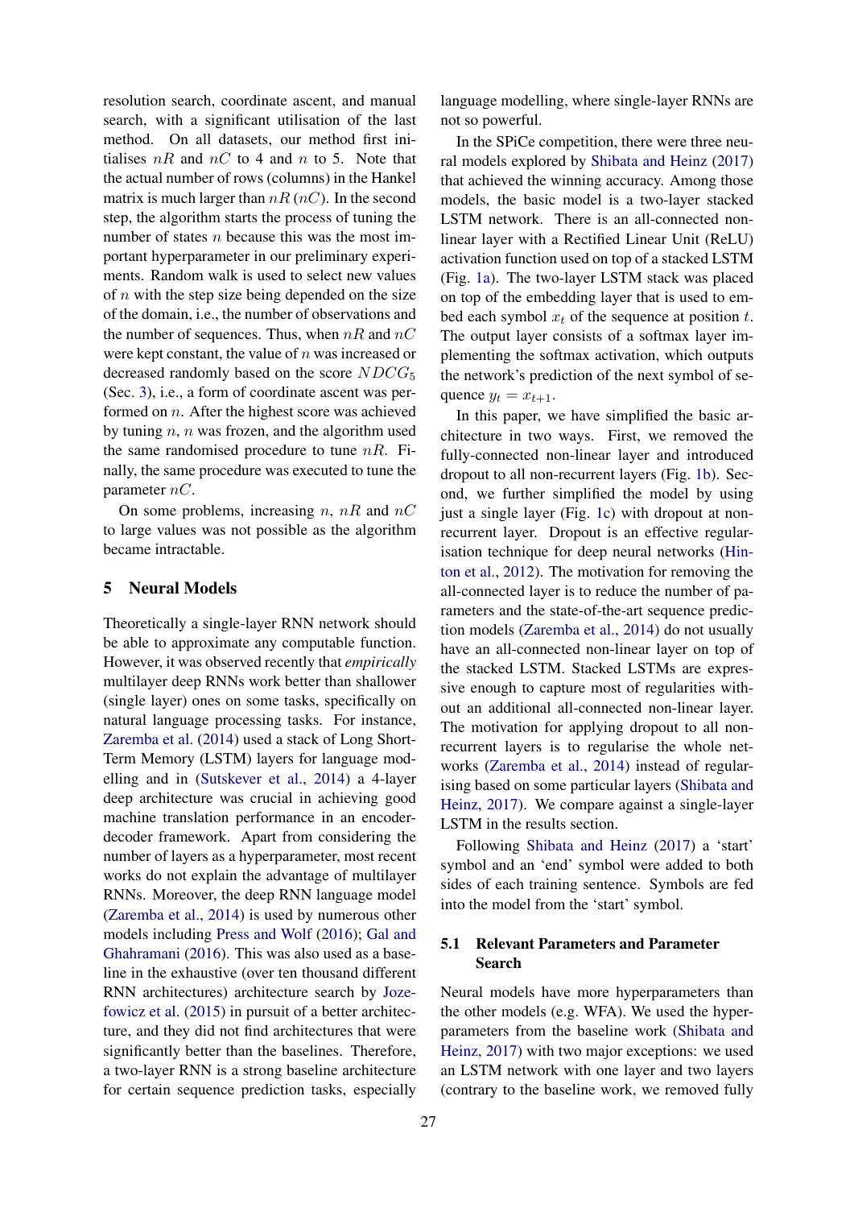resolution search, coordinate ascent, and manual search, with a significant utilisation of the last method. On all datasets, our method first initialises $nR$ and $nC$ to 4 and $n$ to 5. Note that the actual number of rows (columns) in the Hankel matrix is much larger than $nR$ ($nC$). In the second step, the algorithm starts the process of tuning the number of states $n$ because this was the most important hyperparameter in our preliminary experiments. Random walk is used to select new values of $n$ with the step size being depended on the size of the domain, i.e., the number of observations and the number of sequences. Thus, when $nR$ and $nC$ were kept constant, the value of $n$ was increased or decreased randomly based on the score $NDCG_5$ (Sec. 3), i.e., a form of coordinate ascent was performed on $n$. After the highest score was achieved by tuning $n$, $n$ was frozen, and the algorithm used the same randomised procedure to tune $nR$. Finally, the same procedure was executed to tune the parameter $nC$.

On some problems, increasing $n$, $nR$ and $nC$ to large values was not possible as the algorithm became intractable.

## 5 Neural Models

Theoretically a single-layer RNN network should be able to approximate any computable function. However, it was observed recently that *empirically* multilayer deep RNNs work better than shallower (single layer) ones on some tasks, specifically on natural language processing tasks. For instance, Zaremba et al. (2014) used a stack of Long Short-Term Memory (LSTM) layers for language modelling and in (Sutskever et al., 2014) a 4-layer deep architecture was crucial in achieving good machine translation performance in an encoder-decoder framework. Apart from considering the number of layers as a hyperparameter, most recent works do not explain the advantage of multilayer RNNs. Moreover, the deep RNN language model (Zaremba et al., 2014) is used by numerous other models including Press and Wolf (2016); Gal and Ghahramani (2016). This was also used as a baseline in the exhaustive (over ten thousand different RNN architectures) architecture search by Jozefowicz et al. (2015) in pursuit of a better architecture, and they did not find architectures that were significantly better than the baselines. Therefore, a two-layer RNN is a strong baseline architecture for certain sequence prediction tasks, especially language modelling, where single-layer RNNs are not so powerful.

In the SPiCe competition, there were three neural models explored by Shibata and Heinz (2017) that achieved the winning accuracy. Among those models, the basic model is a two-layer stacked LSTM network. There is an all-connected non-linear layer with a Rectified Linear Unit (ReLU) activation function used on top of a stacked LSTM (Fig. 1a). The two-layer LSTM stack was placed on top of the embedding layer that is used to embed each symbol $x_t$ of the sequence at position $t$. The output layer consists of a softmax layer implementing the softmax activation, which outputs the network's prediction of the next symbol of sequence $y_t = x_{t+1}$.

In this paper, we have simplified the basic architecture in two ways. First, we removed the fully-connected non-linear layer and introduced dropout to all non-recurrent layers (Fig. 1b). Second, we further simplified the model by using just a single layer (Fig. 1c) with dropout at non-recurrent layer. Dropout is an effective regularisation technique for deep neural networks (Hinton et al., 2012). The motivation for removing the all-connected layer is to reduce the number of parameters and the state-of-the-art sequence prediction models (Zaremba et al., 2014) do not usually have an all-connected non-linear layer on top of the stacked LSTM. Stacked LSTMs are expressive enough to capture most of regularities without an additional all-connected non-linear layer. The motivation for applying dropout to all non-recurrent layers is to regularise the whole networks (Zaremba et al., 2014) instead of regularising based on some particular layers (Shibata and Heinz, 2017). We compare against a single-layer LSTM in the results section.

Following Shibata and Heinz (2017) a 'start' symbol and an 'end' symbol were added to both sides of each training sentence. Symbols are fed into the model from the 'start' symbol.

### 5.1 Relevant Parameters and Parameter Search

Neural models have more hyperparameters than the other models (e.g. WFA). We used the hyperparameters from the baseline work (Shibata and Heinz, 2017) with two major exceptions: we used an LSTM network with one layer and two layers (contrary to the baseline work, we removed fully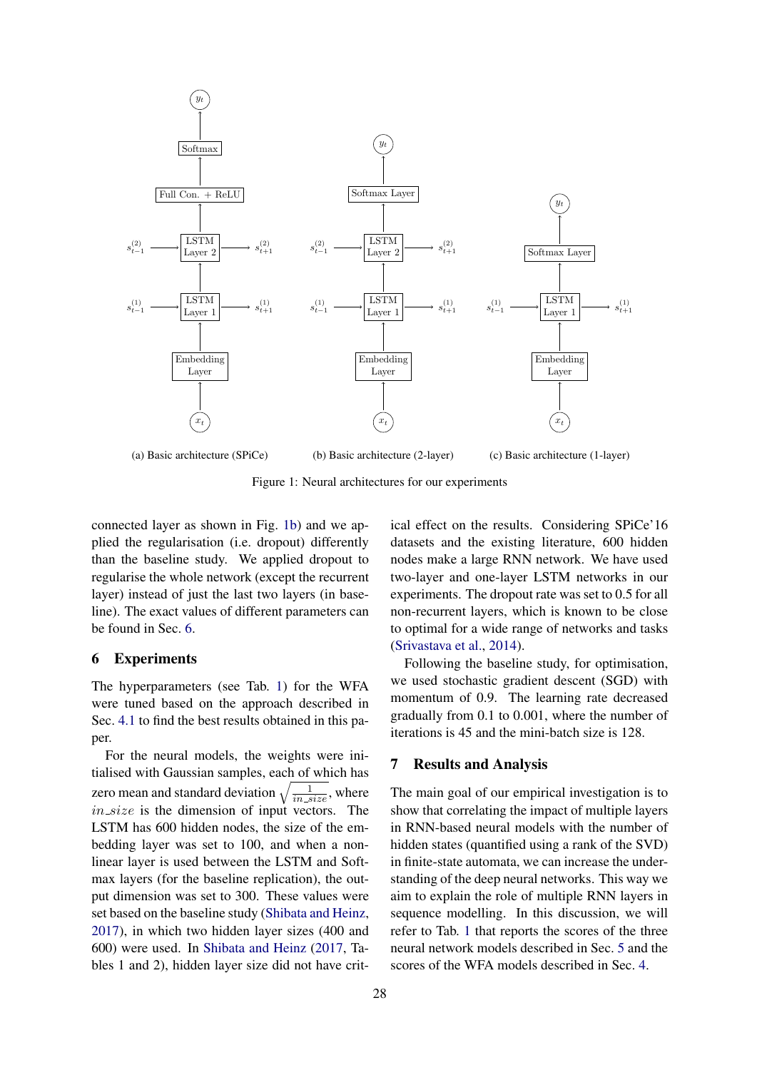(a) Basic architecture (SPiCe)

(b) Basic architecture (2-layer)

(c) Basic architecture (1-layer)

Figure 1: Neural architectures for our experiments

connected layer as shown in Fig. 1b) and we applied the regularisation (i.e. dropout) differently than the baseline study. We applied dropout to regularise the whole network (except the recurrent layer) instead of just the last two layers (in baseline). The exact values of different parameters can be found in Sec. 6.

## 6 Experiments

The hyperparameters (see Tab. 1) for the WFA were tuned based on the approach described in Sec. 4.1 to find the best results obtained in this paper.

For the neural models, the weights were initialised with Gaussian samples, each of which has zero mean and standard deviation $\sqrt{\frac{1}{in\_size}}$, where $in\_size$ is the dimension of input vectors. The LSTM has 600 hidden nodes, the size of the embedding layer was set to 100, and when a nonlinear layer is used between the LSTM and Softmax layers (for the baseline replication), the output dimension was set to 300. These values were set based on the baseline study (Shibata and Heinz, 2017), in which two hidden layer sizes (400 and 600) were used. In Shibata and Heinz (2017, Tables 1 and 2), hidden layer size did not have critical effect on the results. Considering SPiCe'16 datasets and the existing literature, 600 hidden nodes make a large RNN network. We have used two-layer and one-layer LSTM networks in our experiments. The dropout rate was set to 0.5 for all non-recurrent layers, which is known to be close to optimal for a wide range of networks and tasks (Srivastava et al., 2014).

Following the baseline study, for optimisation, we used stochastic gradient descent (SGD) with momentum of 0.9. The learning rate decreased gradually from 0.1 to 0.001, where the number of iterations is 45 and the mini-batch size is 128.

## 7 Results and Analysis

The main goal of our empirical investigation is to show that correlating the impact of multiple layers in RNN-based neural models with the number of hidden states (quantified using a rank of the SVD) in finite-state automata, we can increase the understanding of the deep neural networks. This way we aim to explain the role of multiple RNN layers in sequence modelling. In this discussion, we will refer to Tab. 1 that reports the scores of the three neural network models described in Sec. 5 and the scores of the WFA models described in Sec. 4.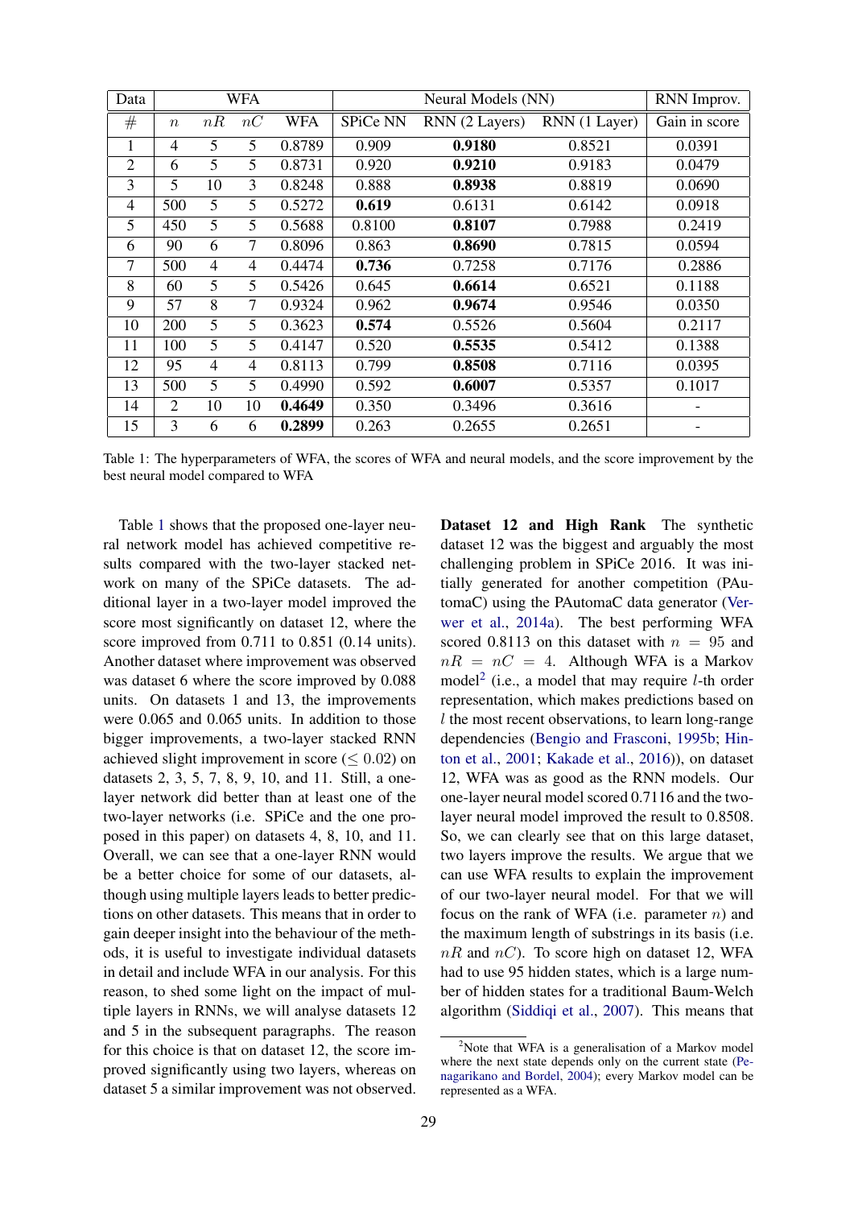| Data | WFA | | | | Neural Models (NN) | | | RNN Improv. |
|---|---|---|---|---|---|---|---|---|
| # | $n$ | $nR$ | $nC$ | WFA | SPiCe NN | RNN (2 Layers) | RNN (1 Layer) | Gain in score |
| 1 | 4 | 5 | 5 | 0.8789 | 0.909 | **0.9180** | 0.8521 | 0.0391 |
| 2 | 6 | 5 | 5 | 0.8731 | 0.920 | **0.9210** | 0.9183 | 0.0479 |
| 3 | 5 | 10 | 3 | 0.8248 | 0.888 | **0.8938** | 0.8819 | 0.0690 |
| 4 | 500 | 5 | 5 | 0.5272 | **0.619** | 0.6131 | 0.6142 | 0.0918 |
| 5 | 450 | 5 | 5 | 0.5688 | 0.8100 | **0.8107** | 0.7988 | 0.2419 |
| 6 | 90 | 6 | 7 | 0.8096 | 0.863 | **0.8690** | 0.7815 | 0.0594 |
| 7 | 500 | 4 | 4 | 0.4474 | **0.736** | 0.7258 | 0.7176 | 0.2886 |
| 8 | 60 | 5 | 5 | 0.5426 | 0.645 | **0.6614** | 0.6521 | 0.1188 |
| 9 | 57 | 8 | 7 | 0.9324 | 0.962 | **0.9674** | 0.9546 | 0.0350 |
| 10 | 200 | 5 | 5 | 0.3623 | **0.574** | 0.5526 | 0.5604 | 0.2117 |
| 11 | 100 | 5 | 5 | 0.4147 | 0.520 | **0.5535** | 0.5412 | 0.1388 |
| 12 | 95 | 4 | 4 | 0.8113 | 0.799 | **0.8508** | 0.7116 | 0.0395 |
| 13 | 500 | 5 | 5 | 0.4990 | 0.592 | **0.6007** | 0.5357 | 0.1017 |
| 14 | 2 | 10 | 10 | **0.4649** | 0.350 | 0.3496 | 0.3616 | - |
| 15 | 3 | 6 | 6 | **0.2899** | 0.263 | 0.2655 | 0.2651 | - |

Table 1: The hyperparameters of WFA, the scores of WFA and neural models, and the score improvement by the best neural model compared to WFA

Table 1 shows that the proposed one-layer neural network model has achieved competitive results compared with the two-layer stacked network on many of the SPiCe datasets. The additional layer in a two-layer model improved the score most significantly on dataset 12, where the score improved from 0.711 to 0.851 (0.14 units). Another dataset where improvement was observed was dataset 6 where the score improved by 0.088 units. On datasets 1 and 13, the improvements were 0.065 and 0.065 units. In addition to those bigger improvements, a two-layer stacked RNN achieved slight improvement in score ($\leq 0.02$) on datasets 2, 3, 5, 7, 8, 9, 10, and 11. Still, a one-layer network did better than at least one of the two-layer networks (i.e. SPiCe and the one proposed in this paper) on datasets 4, 8, 10, and 11. Overall, we can see that a one-layer RNN would be a better choice for some of our datasets, although using multiple layers leads to better predictions on other datasets. This means that in order to gain deeper insight into the behaviour of the methods, it is useful to investigate individual datasets in detail and include WFA in our analysis. For this reason, to shed some light on the impact of multiple layers in RNNs, we will analyse datasets 12 and 5 in the subsequent paragraphs. The reason for this choice is that on dataset 12, the score improved significantly using two layers, whereas on dataset 5 a similar improvement was not observed.

**Dataset 12 and High Rank** The synthetic dataset 12 was the biggest and arguably the most challenging problem in SPiCe 2016. It was initially generated for another competition (PAutomaC) using the PAutomaC data generator (Verwer et al., 2014a). The best performing WFA scored 0.8113 on this dataset with $n = 95$ and $nR = nC = 4$. Although WFA is a Markov model[2] (i.e., a model that may require $l$-th order representation, which makes predictions based on $l$ the most recent observations, to learn long-range dependencies (Bengio and Frasconi, 1995b; Hinton et al., 2001; Kakade et al., 2016)), on dataset 12, WFA was as good as the RNN models. Our one-layer neural model scored 0.7116 and the two-layer neural model improved the result to 0.8508. So, we can clearly see that on this large dataset, two layers improve the results. We argue that we can use WFA results to explain the improvement of our two-layer neural model. For that we will focus on the rank of WFA (i.e. parameter $n$) and the maximum length of substrings in its basis (i.e. $nR$ and $nC$). To score high on dataset 12, WFA had to use 95 hidden states, which is a large number of hidden states for a traditional Baum-Welch algorithm (Siddiqi et al., 2007). This means that

[2]Note that WFA is a generalisation of a Markov model where the next state depends only on the current state (Penagarikano and Bordel, 2004); every Markov model can be represented as a WFA.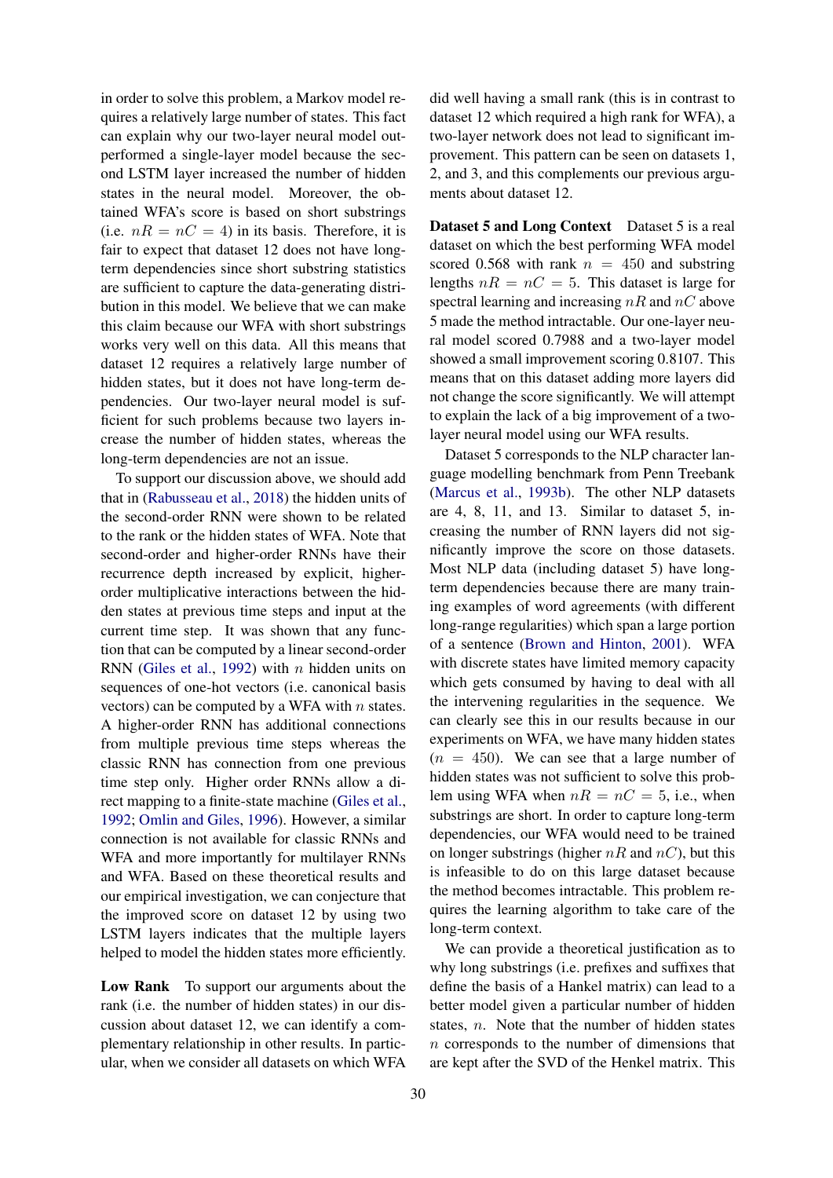in order to solve this problem, a Markov model requires a relatively large number of states. This fact can explain why our two-layer neural model outperformed a single-layer model because the second LSTM layer increased the number of hidden states in the neural model. Moreover, the obtained WFA's score is based on short substrings (i.e. $nR = nC = 4$) in its basis. Therefore, it is fair to expect that dataset 12 does not have long-term dependencies since short substring statistics are sufficient to capture the data-generating distribution in this model. We believe that we can make this claim because our WFA with short substrings works very well on this data. All this means that dataset 12 requires a relatively large number of hidden states, but it does not have long-term dependencies. Our two-layer neural model is sufficient for such problems because two layers increase the number of hidden states, whereas the long-term dependencies are not an issue.

To support our discussion above, we should add that in (Rabusseau et al., 2018) the hidden units of the second-order RNN were shown to be related to the rank or the hidden states of WFA. Note that second-order and higher-order RNNs have their recurrence depth increased by explicit, higher-order multiplicative interactions between the hidden states at previous time steps and input at the current time step. It was shown that any function that can be computed by a linear second-order RNN (Giles et al., 1992) with $n$ hidden units on sequences of one-hot vectors (i.e. canonical basis vectors) can be computed by a WFA with $n$ states. A higher-order RNN has additional connections from multiple previous time steps whereas the classic RNN has connection from one previous time step only. Higher order RNNs allow a direct mapping to a finite-state machine (Giles et al., 1992; Omlin and Giles, 1996). However, a similar connection is not available for classic RNNs and WFA and more importantly for multilayer RNNs and WFA. Based on these theoretical results and our empirical investigation, we can conjecture that the improved score on dataset 12 by using two LSTM layers indicates that the multiple layers helped to model the hidden states more efficiently.

**Low Rank** To support our arguments about the rank (i.e. the number of hidden states) in our discussion about dataset 12, we can identify a complementary relationship in other results. In particular, when we consider all datasets on which WFA did well having a small rank (this is in contrast to dataset 12 which required a high rank for WFA), a two-layer network does not lead to significant improvement. This pattern can be seen on datasets 1, 2, and 3, and this complements our previous arguments about dataset 12.

**Dataset 5 and Long Context** Dataset 5 is a real dataset on which the best performing WFA model scored 0.568 with rank $n = 450$ and substring lengths $nR = nC = 5$. This dataset is large for spectral learning and increasing $nR$ and $nC$ above 5 made the method intractable. Our one-layer neural model scored 0.7988 and a two-layer model showed a small improvement scoring 0.8107. This means that on this dataset adding more layers did not change the score significantly. We will attempt to explain the lack of a big improvement of a two-layer neural model using our WFA results.

Dataset 5 corresponds to the NLP character language modelling benchmark from Penn Treebank (Marcus et al., 1993b). The other NLP datasets are 4, 8, 11, and 13. Similar to dataset 5, increasing the number of RNN layers did not significantly improve the score on those datasets. Most NLP data (including dataset 5) have long-term dependencies because there are many training examples of word agreements (with different long-range regularities) which span a large portion of a sentence (Brown and Hinton, 2001). WFA with discrete states have limited memory capacity which gets consumed by having to deal with all the intervening regularities in the sequence. We can clearly see this in our results because in our experiments on WFA, we have many hidden states ($n = 450$). We can see that a large number of hidden states was not sufficient to solve this problem using WFA when $nR = nC = 5$, i.e., when substrings are short. In order to capture long-term dependencies, our WFA would need to be trained on longer substrings (higher $nR$ and $nC$), but this is infeasible to do on this large dataset because the method becomes intractable. This problem requires the learning algorithm to take care of the long-term context.

We can provide a theoretical justification as to why long substrings (i.e. prefixes and suffixes that define the basis of a Hankel matrix) can lead to a better model given a particular number of hidden states, $n$. Note that the number of hidden states $n$ corresponds to the number of dimensions that are kept after the SVD of the Henkel matrix. This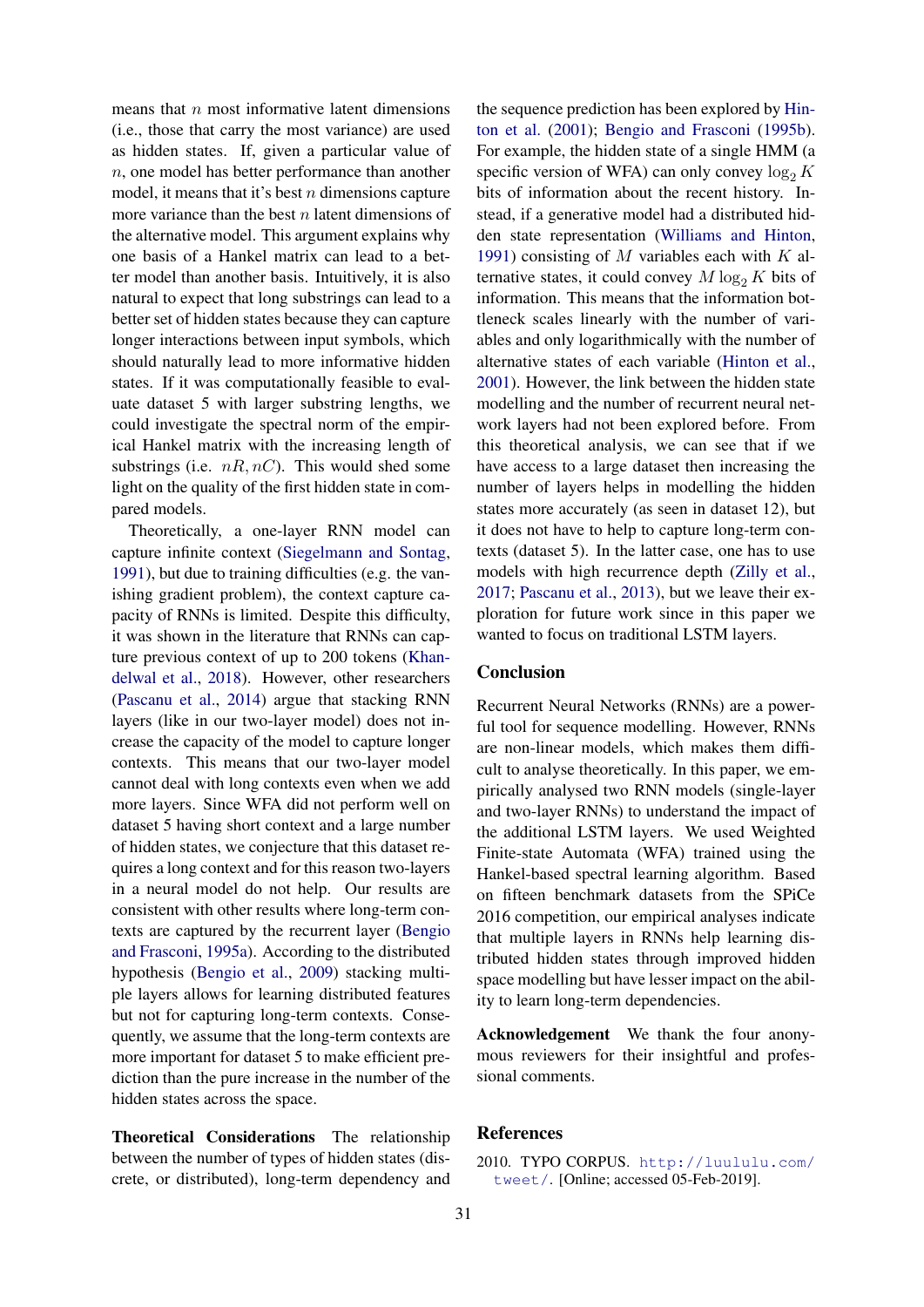means that $n$ most informative latent dimensions (i.e., those that carry the most variance) are used as hidden states. If, given a particular value of $n$, one model has better performance than another model, it means that it's best $n$ dimensions capture more variance than the best $n$ latent dimensions of the alternative model. This argument explains why one basis of a Hankel matrix can lead to a better model than another basis. Intuitively, it is also natural to expect that long substrings can lead to a better set of hidden states because they can capture longer interactions between input symbols, which should naturally lead to more informative hidden states. If it was computationally feasible to evaluate dataset 5 with larger substring lengths, we could investigate the spectral norm of the empirical Hankel matrix with the increasing length of substrings (i.e. $nR, nC$). This would shed some light on the quality of the first hidden state in compared models.

Theoretically, a one-layer RNN model can capture infinite context (Siegelmann and Sontag, 1991), but due to training difficulties (e.g. the vanishing gradient problem), the context capture capacity of RNNs is limited. Despite this difficulty, it was shown in the literature that RNNs can capture previous context of up to 200 tokens (Khandelwal et al., 2018). However, other researchers (Pascanu et al., 2014) argue that stacking RNN layers (like in our two-layer model) does not increase the capacity of the model to capture longer contexts. This means that our two-layer model cannot deal with long contexts even when we add more layers. Since WFA did not perform well on dataset 5 having short context and a large number of hidden states, we conjecture that this dataset requires a long context and for this reason two-layers in a neural model do not help. Our results are consistent with other results where long-term contexts are captured by the recurrent layer (Bengio and Frasconi, 1995a). According to the distributed hypothesis (Bengio et al., 2009) stacking multiple layers allows for learning distributed features but not for capturing long-term contexts. Consequently, we assume that the long-term contexts are more important for dataset 5 to make efficient prediction than the pure increase in the number of the hidden states across the space.

**Theoretical Considerations** The relationship between the number of types of hidden states (discrete, or distributed), long-term dependency and the sequence prediction has been explored by Hinton et al. (2001); Bengio and Frasconi (1995b). For example, the hidden state of a single HMM (a specific version of WFA) can only convey $\log_2 K$ bits of information about the recent history. Instead, if a generative model had a distributed hidden state representation (Williams and Hinton, 1991) consisting of $M$ variables each with $K$ alternative states, it could convey $M \log_2 K$ bits of information. This means that the information bottleneck scales linearly with the number of variables and only logarithmically with the number of alternative states of each variable (Hinton et al., 2001). However, the link between the hidden state modelling and the number of recurrent neural network layers had not been explored before. From this theoretical analysis, we can see that if we have access to a large dataset then increasing the number of layers helps in modelling the hidden states more accurately (as seen in dataset 12), but it does not have to help to capture long-term contexts (dataset 5). In the latter case, one has to use models with high recurrence depth (Zilly et al., 2017; Pascanu et al., 2013), but we leave their exploration for future work since in this paper we wanted to focus on traditional LSTM layers.

## Conclusion

Recurrent Neural Networks (RNNs) are a powerful tool for sequence modelling. However, RNNs are non-linear models, which makes them difficult to analyse theoretically. In this paper, we empirically analysed two RNN models (single-layer and two-layer RNNs) to understand the impact of the additional LSTM layers. We used Weighted Finite-state Automata (WFA) trained using the Hankel-based spectral learning algorithm. Based on fifteen benchmark datasets from the SPiCe 2016 competition, our empirical analyses indicate that multiple layers in RNNs help learning distributed hidden states through improved hidden space modelling but have lesser impact on the ability to learn long-term dependencies.

**Acknowledgement** We thank the four anonymous reviewers for their insightful and professional comments.

## References

2010. TYPO CORPUS. http://luululu.com/tweet/. [Online; accessed 05-Feb-2019].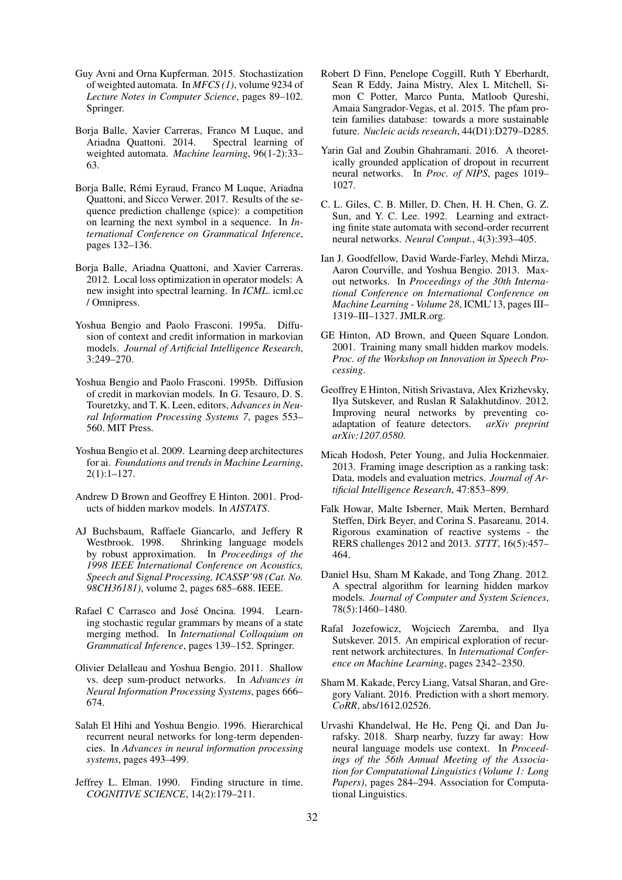Guy Avni and Orna Kupferman. 2015. Stochastization of weighted automata. In *MFCS (1)*, volume 9234 of *Lecture Notes in Computer Science*, pages 89–102. Springer.

Borja Balle, Xavier Carreras, Franco M Luque, and Ariadna Quattoni. 2014. Spectral learning of weighted automata. *Machine learning*, 96(1-2):33–63.

Borja Balle, Rémi Eyraud, Franco M Luque, Ariadna Quattoni, and Sicco Verwer. 2017. Results of the sequence prediction challenge (spice): a competition on learning the next symbol in a sequence. In *International Conference on Grammatical Inference*, pages 132–136.

Borja Balle, Ariadna Quattoni, and Xavier Carreras. 2012. Local loss optimization in operator models: A new insight into spectral learning. In *ICML*. icml.cc / Omnipress.

Yoshua Bengio and Paolo Frasconi. 1995a. Diffusion of context and credit information in markovian models. *Journal of Artificial Intelligence Research*, 3:249–270.

Yoshua Bengio and Paolo Frasconi. 1995b. Diffusion of credit in markovian models. In G. Tesauro, D. S. Touretzky, and T. K. Leen, editors, *Advances in Neural Information Processing Systems 7*, pages 553–560. MIT Press.

Yoshua Bengio et al. 2009. Learning deep architectures for ai. *Foundations and trends in Machine Learning*, 2(1):1–127.

Andrew D Brown and Geoffrey E Hinton. 2001. Products of hidden markov models. In *AISTATS*.

AJ Buchsbaum, Raffaele Giancarlo, and Jeffery R Westbrook. 1998. Shrinking language models by robust approximation. In *Proceedings of the 1998 IEEE International Conference on Acoustics, Speech and Signal Processing, ICASSP'98 (Cat. No. 98CH36181)*, volume 2, pages 685–688. IEEE.

Rafael C Carrasco and José Oncina. 1994. Learning stochastic regular grammars by means of a state merging method. In *International Colloquium on Grammatical Inference*, pages 139–152. Springer.

Olivier Delalleau and Yoshua Bengio. 2011. Shallow vs. deep sum-product networks. In *Advances in Neural Information Processing Systems*, pages 666–674.

Salah El Hihi and Yoshua Bengio. 1996. Hierarchical recurrent neural networks for long-term dependencies. In *Advances in neural information processing systems*, pages 493–499.

Jeffrey L. Elman. 1990. Finding structure in time. *COGNITIVE SCIENCE*, 14(2):179–211.

Robert D Finn, Penelope Coggill, Ruth Y Eberhardt, Sean R Eddy, Jaina Mistry, Alex L Mitchell, Simon C Potter, Marco Punta, Matloob Qureshi, Amaia Sangrador-Vegas, et al. 2015. The pfam protein families database: towards a more sustainable future. *Nucleic acids research*, 44(D1):D279–D285.

Yarin Gal and Zoubin Ghahramani. 2016. A theoretically grounded application of dropout in recurrent neural networks. In *Proc. of NIPS*, pages 1019–1027.

C. L. Giles, C. B. Miller, D. Chen, H. H. Chen, G. Z. Sun, and Y. C. Lee. 1992. Learning and extracting finite state automata with second-order recurrent neural networks. *Neural Comput.*, 4(3):393–405.

Ian J. Goodfellow, David Warde-Farley, Mehdi Mirza, Aaron Courville, and Yoshua Bengio. 2013. Maxout networks. In *Proceedings of the 30th International Conference on International Conference on Machine Learning - Volume 28*, ICML'13, pages III–1319–III–1327. JMLR.org.

GE Hinton, AD Brown, and Queen Square London. 2001. Training many small hidden markov models. *Proc. of the Workshop on Innovation in Speech Processing*.

Geoffrey E Hinton, Nitish Srivastava, Alex Krizhevsky, Ilya Sutskever, and Ruslan R Salakhutdinov. 2012. Improving neural networks by preventing co-adaptation of feature detectors. *arXiv preprint arXiv:1207.0580*.

Micah Hodosh, Peter Young, and Julia Hockenmaier. 2013. Framing image description as a ranking task: Data, models and evaluation metrics. *Journal of Artificial Intelligence Research*, 47:853–899.

Falk Howar, Malte Isberner, Maik Merten, Bernhard Steffen, Dirk Beyer, and Corina S. Pasareanu. 2014. Rigorous examination of reactive systems - the RERS challenges 2012 and 2013. *STTT*, 16(5):457–464.

Daniel Hsu, Sham M Kakade, and Tong Zhang. 2012. A spectral algorithm for learning hidden markov models. *Journal of Computer and System Sciences*, 78(5):1460–1480.

Rafal Jozefowicz, Wojciech Zaremba, and Ilya Sutskever. 2015. An empirical exploration of recurrent network architectures. In *International Conference on Machine Learning*, pages 2342–2350.

Sham M. Kakade, Percy Liang, Vatsal Sharan, and Gregory Valiant. 2016. Prediction with a short memory. *CoRR*, abs/1612.02526.

Urvashi Khandelwal, He He, Peng Qi, and Dan Jurafsky. 2018. Sharp nearby, fuzzy far away: How neural language models use context. In *Proceedings of the 56th Annual Meeting of the Association for Computational Linguistics (Volume 1: Long Papers)*, pages 284–294. Association for Computational Linguistics.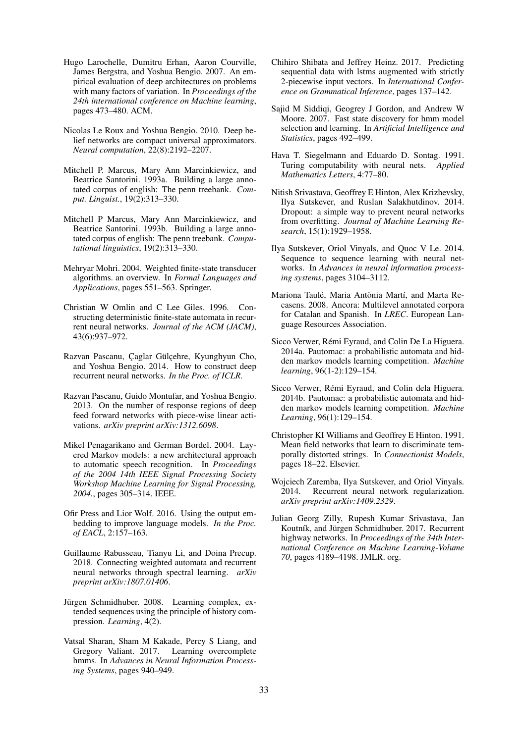Hugo Larochelle, Dumitru Erhan, Aaron Courville, James Bergstra, and Yoshua Bengio. 2007. An empirical evaluation of deep architectures on problems with many factors of variation. In *Proceedings of the 24th international conference on Machine learning*, pages 473–480. ACM.

Nicolas Le Roux and Yoshua Bengio. 2010. Deep belief networks are compact universal approximators. *Neural computation*, 22(8):2192–2207.

Mitchell P. Marcus, Mary Ann Marcinkiewicz, and Beatrice Santorini. 1993a. Building a large annotated corpus of english: The penn treebank. *Comput. Linguist.*, 19(2):313–330.

Mitchell P Marcus, Mary Ann Marcinkiewicz, and Beatrice Santorini. 1993b. Building a large annotated corpus of english: The penn treebank. *Computational linguistics*, 19(2):313–330.

Mehryar Mohri. 2004. Weighted finite-state transducer algorithms. an overview. In *Formal Languages and Applications*, pages 551–563. Springer.

Christian W Omlin and C Lee Giles. 1996. Constructing deterministic finite-state automata in recurrent neural networks. *Journal of the ACM (JACM)*, 43(6):937–972.

Razvan Pascanu, Çaglar Gülçehre, Kyunghyun Cho, and Yoshua Bengio. 2014. How to construct deep recurrent neural networks. *In the Proc. of ICLR*.

Razvan Pascanu, Guido Montufar, and Yoshua Bengio. 2013. On the number of response regions of deep feed forward networks with piece-wise linear activations. *arXiv preprint arXiv:1312.6098*.

Mikel Penagarikano and German Bordel. 2004. Layered Markov models: a new architectural approach to automatic speech recognition. In *Proceedings of the 2004 14th IEEE Signal Processing Society Workshop Machine Learning for Signal Processing, 2004.*, pages 305–314. IEEE.

Ofir Press and Lior Wolf. 2016. Using the output embedding to improve language models. *In the Proc. of EACL*, 2:157–163.

Guillaume Rabusseau, Tianyu Li, and Doina Precup. 2018. Connecting weighted automata and recurrent neural networks through spectral learning. *arXiv preprint arXiv:1807.01406*.

Jürgen Schmidhuber. 2008. Learning complex, extended sequences using the principle of history compression. *Learning*, 4(2).

Vatsal Sharan, Sham M Kakade, Percy S Liang, and Gregory Valiant. 2017. Learning overcomplete hmms. In *Advances in Neural Information Processing Systems*, pages 940–949.

Chihiro Shibata and Jeffrey Heinz. 2017. Predicting sequential data with lstms augmented with strictly 2-piecewise input vectors. In *International Conference on Grammatical Inference*, pages 137–142.

Sajid M Siddiqi, Geogrey J Gordon, and Andrew W Moore. 2007. Fast state discovery for hmm model selection and learning. In *Artificial Intelligence and Statistics*, pages 492–499.

Hava T. Siegelmann and Eduardo D. Sontag. 1991. Turing computability with neural nets. *Applied Mathematics Letters*, 4:77–80.

Nitish Srivastava, Geoffrey E Hinton, Alex Krizhevsky, Ilya Sutskever, and Ruslan Salakhutdinov. 2014. Dropout: a simple way to prevent neural networks from overfitting. *Journal of Machine Learning Research*, 15(1):1929–1958.

Ilya Sutskever, Oriol Vinyals, and Quoc V Le. 2014. Sequence to sequence learning with neural networks. In *Advances in neural information processing systems*, pages 3104–3112.

Mariona Taulé, Maria Antònia Martí, and Marta Recasens. 2008. Ancora: Multilevel annotated corpora for Catalan and Spanish. In *LREC*. European Language Resources Association.

Sicco Verwer, Rémi Eyraud, and Colin De La Higuera. 2014a. Pautomac: a probabilistic automata and hidden markov models learning competition. *Machine learning*, 96(1-2):129–154.

Sicco Verwer, Rémi Eyraud, and Colin dela Higuera. 2014b. Pautomac: a probabilistic automata and hidden markov models learning competition. *Machine Learning*, 96(1):129–154.

Christopher KI Williams and Geoffrey E Hinton. 1991. Mean field networks that learn to discriminate temporally distorted strings. In *Connectionist Models*, pages 18–22. Elsevier.

Wojciech Zaremba, Ilya Sutskever, and Oriol Vinyals. 2014. Recurrent neural network regularization. *arXiv preprint arXiv:1409.2329*.

Julian Georg Zilly, Rupesh Kumar Srivastava, Jan Koutník, and Jürgen Schmidhuber. 2017. Recurrent highway networks. In *Proceedings of the 34th International Conference on Machine Learning-Volume 70*, pages 4189–4198. JMLR. org.